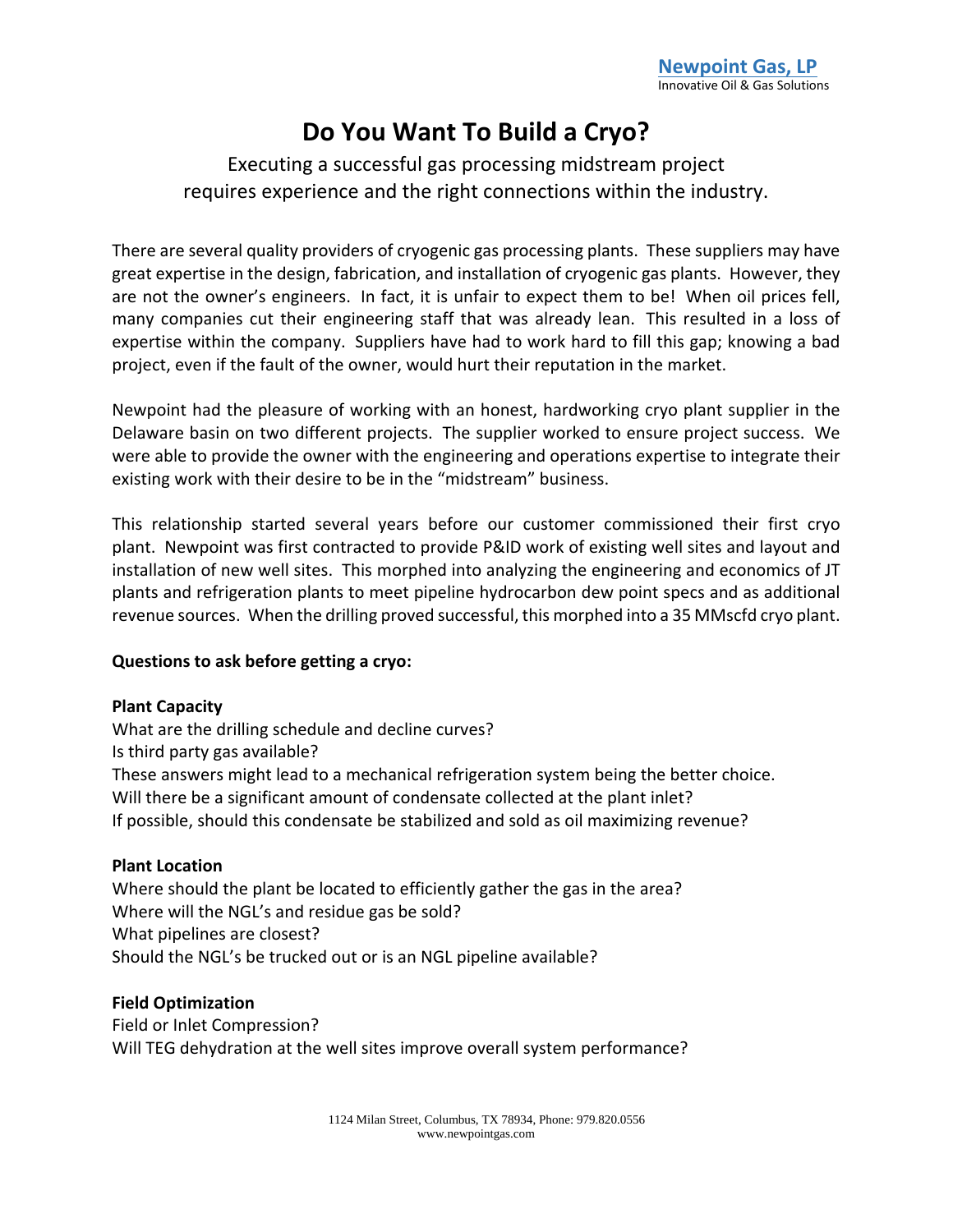**Newpoint Gas, LP**
Innovative Oil & Gas Solutions

# Do You Want To Build a Cryo?

Executing a successful gas processing midstream project requires experience and the right connections within the industry.

There are several quality providers of cryogenic gas processing plants. These suppliers may have great expertise in the design, fabrication, and installation of cryogenic gas plants. However, they are not the owner's engineers. In fact, it is unfair to expect them to be! When oil prices fell, many companies cut their engineering staff that was already lean. This resulted in a loss of expertise within the company. Suppliers have had to work hard to fill this gap; knowing a bad project, even if the fault of the owner, would hurt their reputation in the market.

Newpoint had the pleasure of working with an honest, hardworking cryo plant supplier in the Delaware basin on two different projects. The supplier worked to ensure project success. We were able to provide the owner with the engineering and operations expertise to integrate their existing work with their desire to be in the "midstream" business.

This relationship started several years before our customer commissioned their first cryo plant. Newpoint was first contracted to provide P&ID work of existing well sites and layout and installation of new well sites. This morphed into analyzing the engineering and economics of JT plants and refrigeration plants to meet pipeline hydrocarbon dew point specs and as additional revenue sources. When the drilling proved successful, this morphed into a 35 MMscfd cryo plant.

**Questions to ask before getting a cryo:**

**Plant Capacity**
What are the drilling schedule and decline curves?
Is third party gas available?
These answers might lead to a mechanical refrigeration system being the better choice.
Will there be a significant amount of condensate collected at the plant inlet?
If possible, should this condensate be stabilized and sold as oil maximizing revenue?

**Plant Location**
Where should the plant be located to efficiently gather the gas in the area?
Where will the NGL's and residue gas be sold?
What pipelines are closest?
Should the NGL's be trucked out or is an NGL pipeline available?

**Field Optimization**
Field or Inlet Compression?
Will TEG dehydration at the well sites improve overall system performance?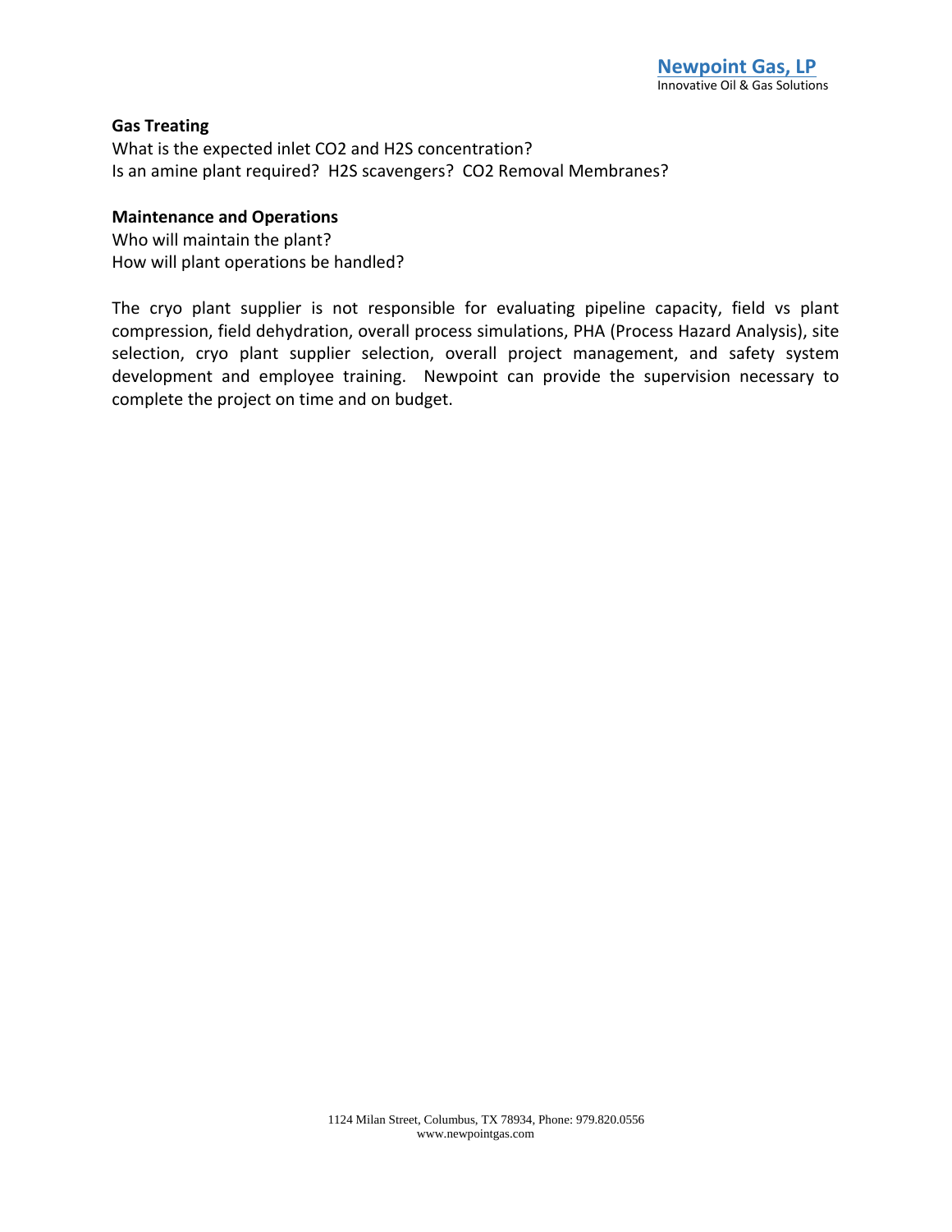**Gas Treating**

What is the expected inlet $CO_2$ and $H_2S$ concentration?

Is an amine plant required? $H_2S$ scavengers? $CO_2$ Removal Membranes?

**Maintenance and Operations**

Who will maintain the plant?

How will plant operations be handled?

The cryo plant supplier is not responsible for evaluating pipeline capacity, field vs plant compression, field dehydration, overall process simulations, PHA (Process Hazard Analysis), site selection, cryo plant supplier selection, overall project management, and safety system development and employee training. Newpoint can provide the supervision necessary to complete the project on time and on budget.